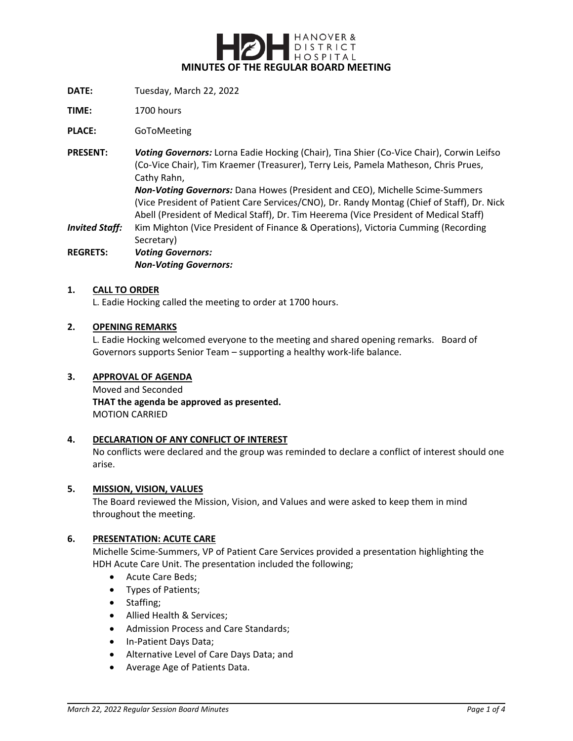HANOVER & DISTRICT HOSPITAL

# MINUTES OF THE REGULAR BOARD MEETING

**DATE:** Tuesday, March 22, 2022

**TIME:** 1700 hours

**PLACE:** GoToMeeting

**PRESENT:** ***Voting Governors:*** Lorna Eadie Hocking (Chair), Tina Shier (Co-Vice Chair), Corwin Leifso (Co-Vice Chair), Tim Kraemer (Treasurer), Terry Leis, Pamela Matheson, Chris Prues, Cathy Rahn,
***Non-Voting Governors:*** Dana Howes (President and CEO), Michelle Scime-Summers (Vice President of Patient Care Services/CNO), Dr. Randy Montag (Chief of Staff), Dr. Nick Abell (President of Medical Staff), Dr. Tim Heerema (Vice President of Medical Staff)

***Invited Staff:*** Kim Mighton (Vice President of Finance & Operations), Victoria Cumming (Recording Secretary)

**REGRETS:** ***Voting Governors:***
***Non-Voting Governors:***

## 1. CALL TO ORDER

L. Eadie Hocking called the meeting to order at 1700 hours.

## 2. OPENING REMARKS

L. Eadie Hocking welcomed everyone to the meeting and shared opening remarks. Board of Governors supports Senior Team – supporting a healthy work-life balance.

## 3. APPROVAL OF AGENDA

Moved and Seconded
**THAT the agenda be approved as presented.**
MOTION CARRIED

## 4. DECLARATION OF ANY CONFLICT OF INTEREST

No conflicts were declared and the group was reminded to declare a conflict of interest should one arise.

## 5. MISSION, VISION, VALUES

The Board reviewed the Mission, Vision, and Values and were asked to keep them in mind throughout the meeting.

## 6. PRESENTATION: ACUTE CARE

Michelle Scime-Summers, VP of Patient Care Services provided a presentation highlighting the HDH Acute Care Unit. The presentation included the following;

- Acute Care Beds;
- Types of Patients;
- Staffing;
- Allied Health & Services;
- Admission Process and Care Standards;
- In-Patient Days Data;
- Alternative Level of Care Days Data; and
- Average Age of Patients Data.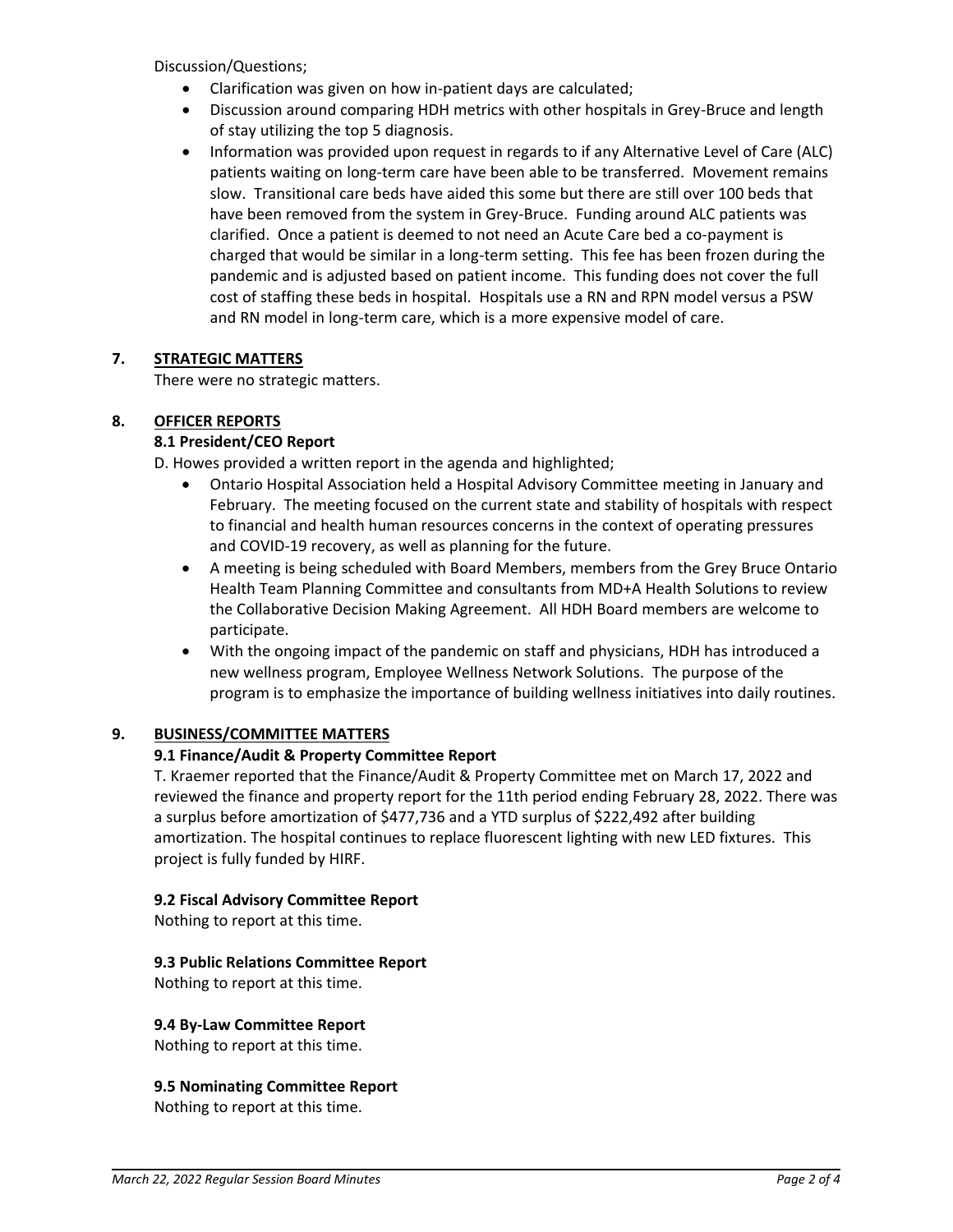Discussion/Questions;

- Clarification was given on how in-patient days are calculated;
- Discussion around comparing HDH metrics with other hospitals in Grey-Bruce and length of stay utilizing the top 5 diagnosis.
- Information was provided upon request in regards to if any Alternative Level of Care (ALC) patients waiting on long-term care have been able to be transferred. Movement remains slow. Transitional care beds have aided this some but there are still over 100 beds that have been removed from the system in Grey-Bruce. Funding around ALC patients was clarified. Once a patient is deemed to not need an Acute Care bed a co-payment is charged that would be similar in a long-term setting. This fee has been frozen during the pandemic and is adjusted based on patient income. This funding does not cover the full cost of staffing these beds in hospital. Hospitals use a RN and RPN model versus a PSW and RN model in long-term care, which is a more expensive model of care.

## 7. STRATEGIC MATTERS

There were no strategic matters.

## 8. OFFICER REPORTS

### 8.1 President/CEO Report

D. Howes provided a written report in the agenda and highlighted;

- Ontario Hospital Association held a Hospital Advisory Committee meeting in January and February. The meeting focused on the current state and stability of hospitals with respect to financial and health human resources concerns in the context of operating pressures and COVID-19 recovery, as well as planning for the future.
- A meeting is being scheduled with Board Members, members from the Grey Bruce Ontario Health Team Planning Committee and consultants from MD+A Health Solutions to review the Collaborative Decision Making Agreement. All HDH Board members are welcome to participate.
- With the ongoing impact of the pandemic on staff and physicians, HDH has introduced a new wellness program, Employee Wellness Network Solutions. The purpose of the program is to emphasize the importance of building wellness initiatives into daily routines.

## 9. BUSINESS/COMMITTEE MATTERS

### 9.1 Finance/Audit & Property Committee Report

T. Kraemer reported that the Finance/Audit & Property Committee met on March 17, 2022 and reviewed the finance and property report for the 11th period ending February 28, 2022. There was a surplus before amortization of $477,736 and a YTD surplus of $222,492 after building amortization. The hospital continues to replace fluorescent lighting with new LED fixtures. This project is fully funded by HIRF.

### 9.2 Fiscal Advisory Committee Report

Nothing to report at this time.

### 9.3 Public Relations Committee Report

Nothing to report at this time.

### 9.4 By-Law Committee Report

Nothing to report at this time.

### 9.5 Nominating Committee Report

Nothing to report at this time.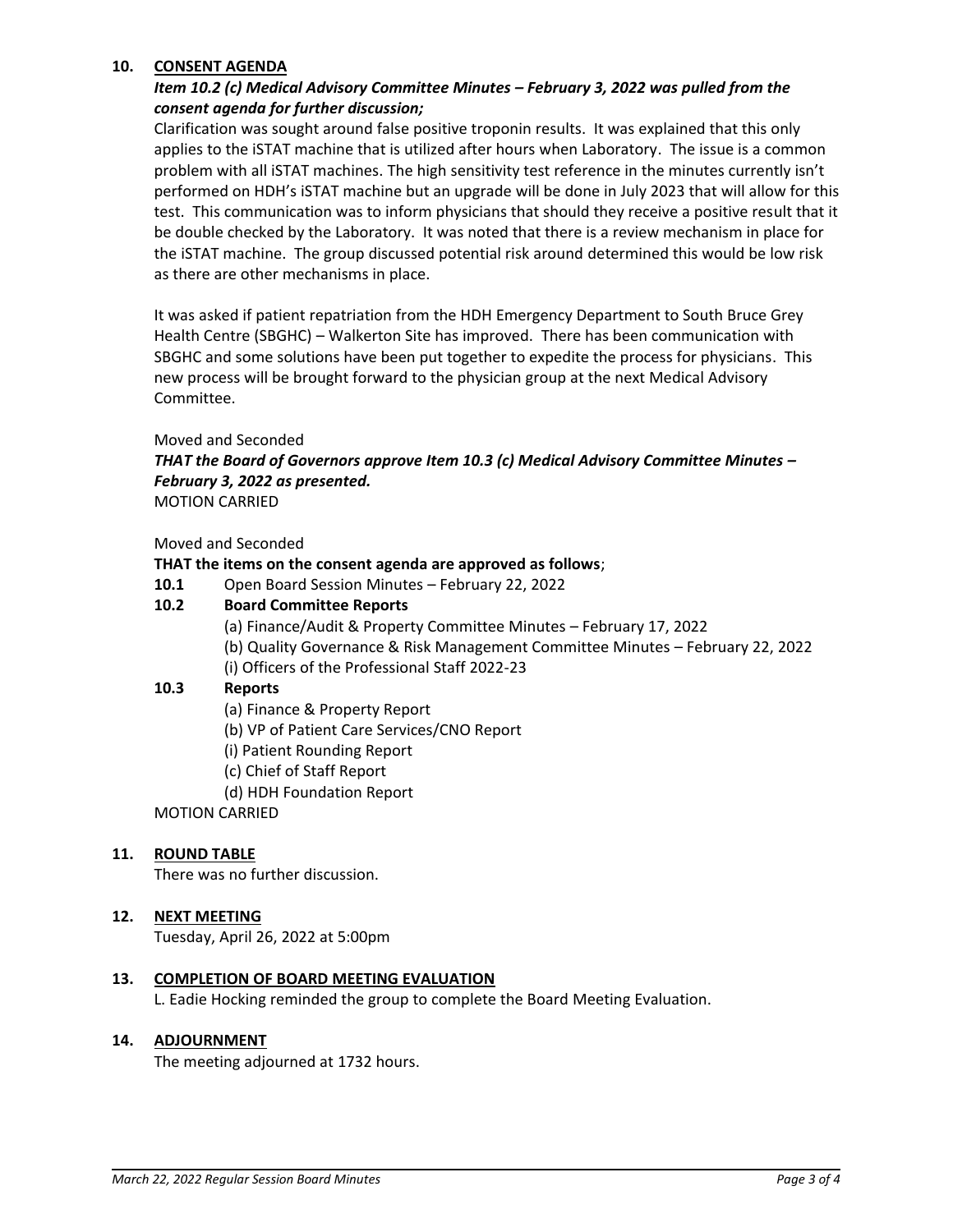## 10. CONSENT AGENDA

***Item 10.2 (c) Medical Advisory Committee Minutes – February 3, 2022 was pulled from the consent agenda for further discussion;***

Clarification was sought around false positive troponin results. It was explained that this only applies to the iSTAT machine that is utilized after hours when Laboratory. The issue is a common problem with all iSTAT machines. The high sensitivity test reference in the minutes currently isn't performed on HDH's iSTAT machine but an upgrade will be done in July 2023 that will allow for this test. This communication was to inform physicians that should they receive a positive result that it be double checked by the Laboratory. It was noted that there is a review mechanism in place for the iSTAT machine. The group discussed potential risk around determined this would be low risk as there are other mechanisms in place.

It was asked if patient repatriation from the HDH Emergency Department to South Bruce Grey Health Centre (SBGHC) – Walkerton Site has improved. There has been communication with SBGHC and some solutions have been put together to expedite the process for physicians. This new process will be brought forward to the physician group at the next Medical Advisory Committee.

Moved and Seconded
***THAT the Board of Governors approve Item 10.3 (c) Medical Advisory Committee Minutes – February 3, 2022 as presented.***
MOTION CARRIED

Moved and Seconded
**THAT the items on the consent agenda are approved as follows**;

**10.1** Open Board Session Minutes – February 22, 2022

**10.2 Board Committee Reports**
- (a) Finance/Audit & Property Committee Minutes – February 17, 2022
- (b) Quality Governance & Risk Management Committee Minutes – February 22, 2022
- (i) Officers of the Professional Staff 2022-23

**10.3 Reports**
- (a) Finance & Property Report
- (b) VP of Patient Care Services/CNO Report
- (i) Patient Rounding Report
- (c) Chief of Staff Report
- (d) HDH Foundation Report

MOTION CARRIED

## 11. ROUND TABLE

There was no further discussion.

## 12. NEXT MEETING

Tuesday, April 26, 2022 at 5:00pm

## 13. COMPLETION OF BOARD MEETING EVALUATION

L. Eadie Hocking reminded the group to complete the Board Meeting Evaluation.

## 14. ADJOURNMENT

The meeting adjourned at 1732 hours.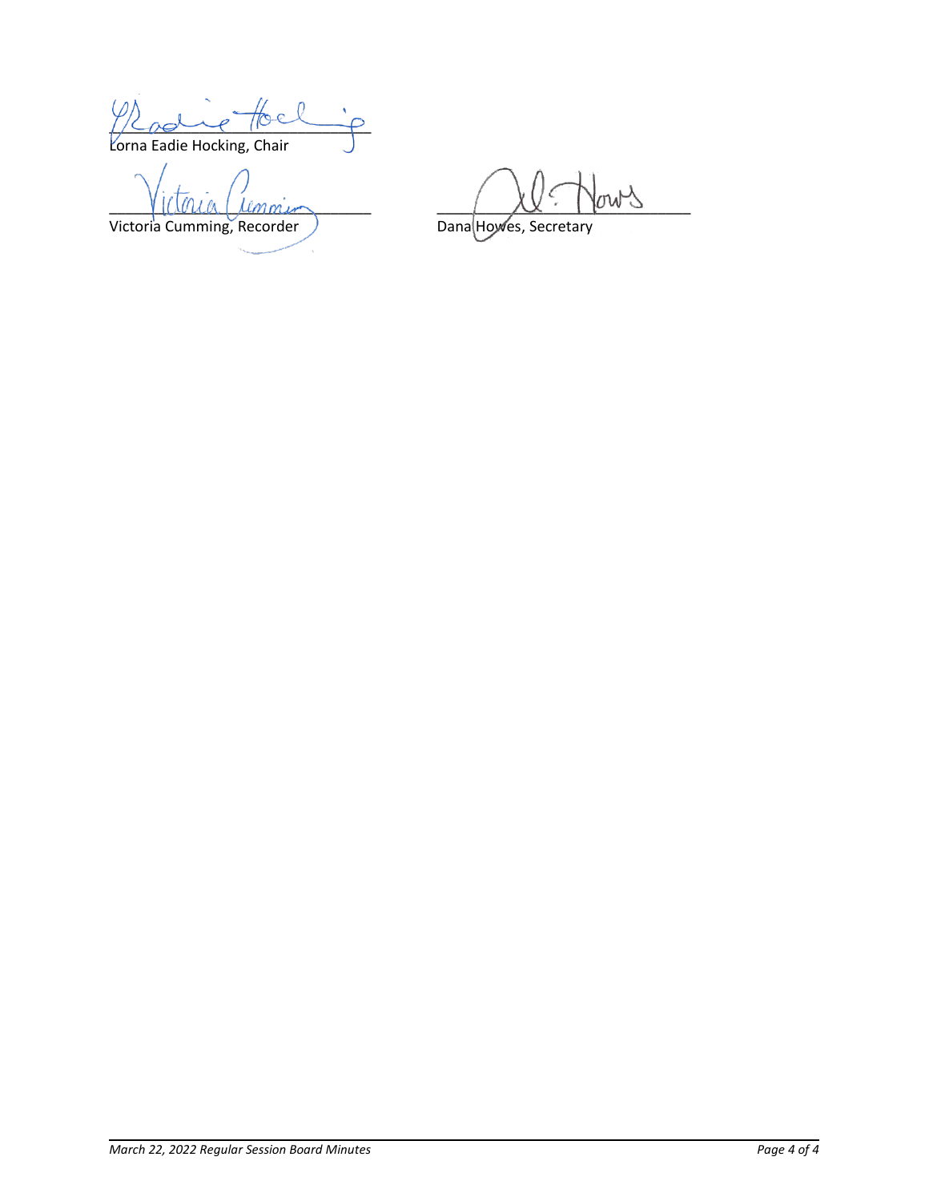Lorna Eadie Hocking, Chair

Victoria Cumming, Recorder

Dana Howes, Secretary